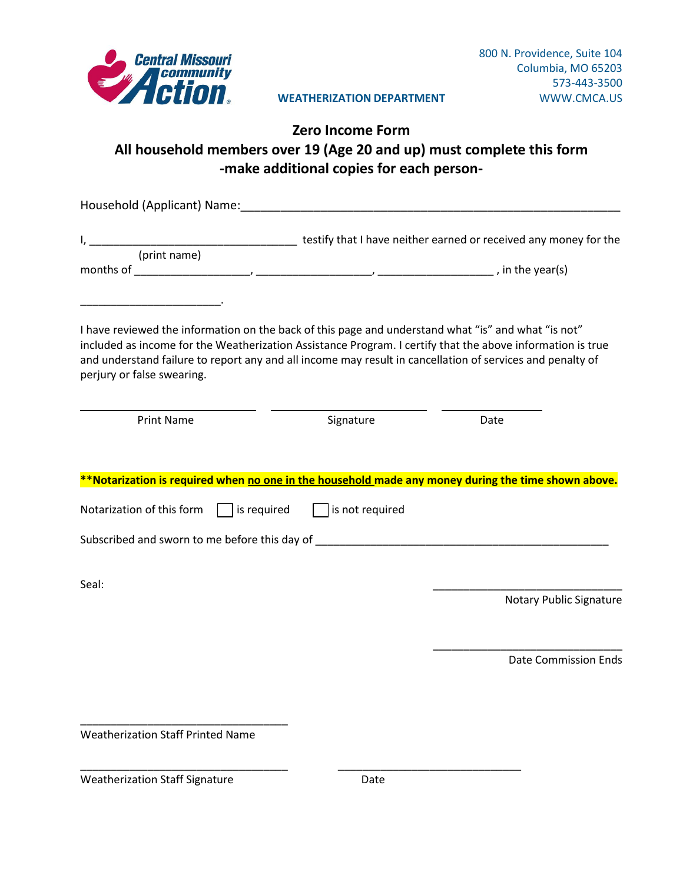Central Missouri community Action

800 N. Providence, Suite 104
Columbia, MO 65203
573-443-3500
WWW.CMCA.US

**WEATHERIZATION DEPARTMENT**

## Zero Income Form

## All household members over 19 (Age 20 and up) must complete this form

## -make additional copies for each person-

Household (Applicant) Name:___________________________________________________________

I, _________________________________ testify that I have neither earned or received any money for the
(print name)
months of __________________, __________________, __________________ , in the year(s)

______________________.

I have reviewed the information on the back of this page and understand what "is" and what "is not" included as income for the Weatherization Assistance Program. I certify that the above information is true and understand failure to report any and all income may result in cancellation of services and penalty of perjury or false swearing.

_____________________________ _________________________ ________________
Print Name Signature Date

**\*\*Notarization is required when <u>no one in the household</u> made any money during the time shown above.**

Notarization of this form ☐ is required ☐ is not required

Subscribed and sworn to me before this day of ______________________________________________

Seal:

______________________________
Notary Public Signature

______________________________
Date Commission Ends

_________________________________
Weatherization Staff Printed Name

_________________________________ ______________________________
Weatherization Staff Signature Date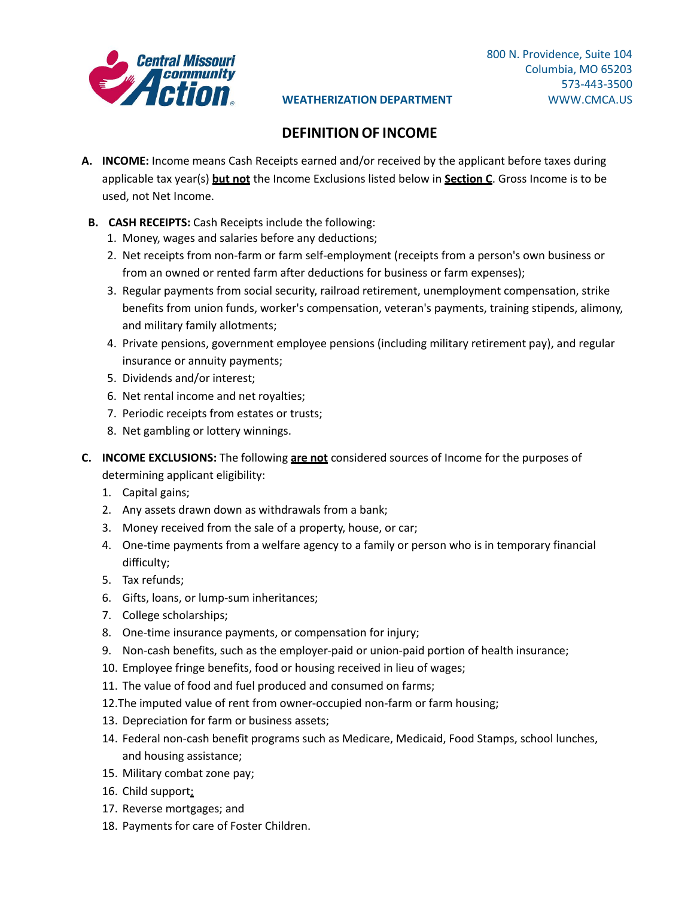Central Missouri community Action

WEATHERIZATION DEPARTMENT

800 N. Providence, Suite 104
Columbia, MO 65203
573-443-3500
WWW.CMCA.US

# DEFINITION OF INCOME

**A. INCOME:** Income means Cash Receipts earned and/or received by the applicant before taxes during applicable tax year(s) **but not** the Income Exclusions listed below in **Section C**. Gross Income is to be used, not Net Income.

**B. CASH RECEIPTS:** Cash Receipts include the following:

1. Money, wages and salaries before any deductions;
2. Net receipts from non-farm or farm self-employment (receipts from a person's own business or from an owned or rented farm after deductions for business or farm expenses);
3. Regular payments from social security, railroad retirement, unemployment compensation, strike benefits from union funds, worker's compensation, veteran's payments, training stipends, alimony, and military family allotments;
4. Private pensions, government employee pensions (including military retirement pay), and regular insurance or annuity payments;
5. Dividends and/or interest;
6. Net rental income and net royalties;
7. Periodic receipts from estates or trusts;
8. Net gambling or lottery winnings.

**C. INCOME EXCLUSIONS:** The following **are not** considered sources of Income for the purposes of determining applicant eligibility:

1. Capital gains;
2. Any assets drawn down as withdrawals from a bank;
3. Money received from the sale of a property, house, or car;
4. One-time payments from a welfare agency to a family or person who is in temporary financial difficulty;
5. Tax refunds;
6. Gifts, loans, or lump-sum inheritances;
7. College scholarships;
8. One-time insurance payments, or compensation for injury;
9. Non-cash benefits, such as the employer-paid or union-paid portion of health insurance;
10. Employee fringe benefits, food or housing received in lieu of wages;
11. The value of food and fuel produced and consumed on farms;
12. The imputed value of rent from owner-occupied non-farm or farm housing;
13. Depreciation for farm or business assets;
14. Federal non-cash benefit programs such as Medicare, Medicaid, Food Stamps, school lunches, and housing assistance;
15. Military combat zone pay;
16. Child support;
17. Reverse mortgages; and
18. Payments for care of Foster Children.